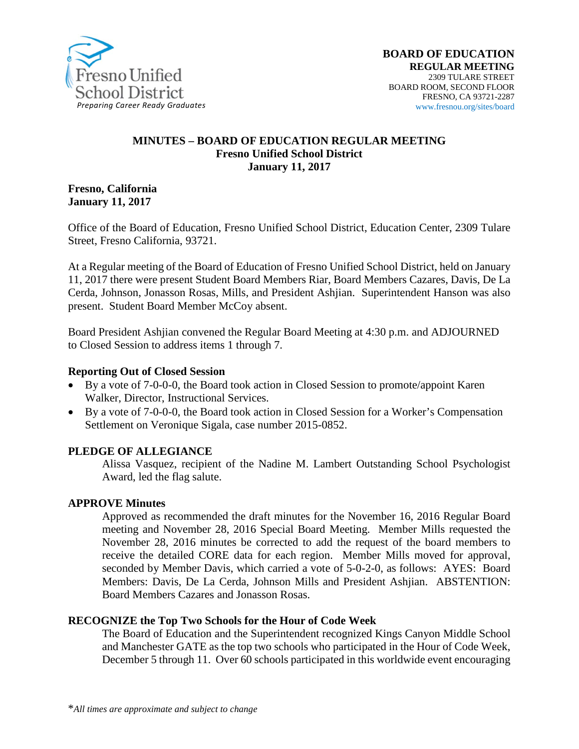Fresno Unified School District
*Preparing Career Ready Graduates*

**BOARD OF EDUCATION**
**REGULAR MEETING**
2309 TULARE STREET
BOARD ROOM, SECOND FLOOR
FRESNO, CA 93721-2287
www.fresnou.org/sites/board

**MINUTES – BOARD OF EDUCATION REGULAR MEETING**
**Fresno Unified School District**
**January 11, 2017**

**Fresno, California**
**January 11, 2017**

Office of the Board of Education, Fresno Unified School District, Education Center, 2309 Tulare Street, Fresno California, 93721.

At a Regular meeting of the Board of Education of Fresno Unified School District, held on January 11, 2017 there were present Student Board Members Riar, Board Members Cazares, Davis, De La Cerda, Johnson, Jonasson Rosas, Mills, and President Ashjian. Superintendent Hanson was also present. Student Board Member McCoy absent.

Board President Ashjian convened the Regular Board Meeting at 4:30 p.m. and ADJOURNED to Closed Session to address items 1 through 7.

**Reporting Out of Closed Session**

- By a vote of 7-0-0-0, the Board took action in Closed Session to promote/appoint Karen Walker, Director, Instructional Services.
- By a vote of 7-0-0-0, the Board took action in Closed Session for a Worker's Compensation Settlement on Veronique Sigala, case number 2015-0852.

**PLEDGE OF ALLEGIANCE**

Alissa Vasquez, recipient of the Nadine M. Lambert Outstanding School Psychologist Award, led the flag salute.

**APPROVE Minutes**

Approved as recommended the draft minutes for the November 16, 2016 Regular Board meeting and November 28, 2016 Special Board Meeting. Member Mills requested the November 28, 2016 minutes be corrected to add the request of the board members to receive the detailed CORE data for each region. Member Mills moved for approval, seconded by Member Davis, which carried a vote of 5-0-2-0, as follows: AYES: Board Members: Davis, De La Cerda, Johnson Mills and President Ashjian. ABSTENTION: Board Members Cazares and Jonasson Rosas.

**RECOGNIZE the Top Two Schools for the Hour of Code Week**

The Board of Education and the Superintendent recognized Kings Canyon Middle School and Manchester GATE as the top two schools who participated in the Hour of Code Week, December 5 through 11. Over 60 schools participated in this worldwide event encouraging

*\*All times are approximate and subject to change*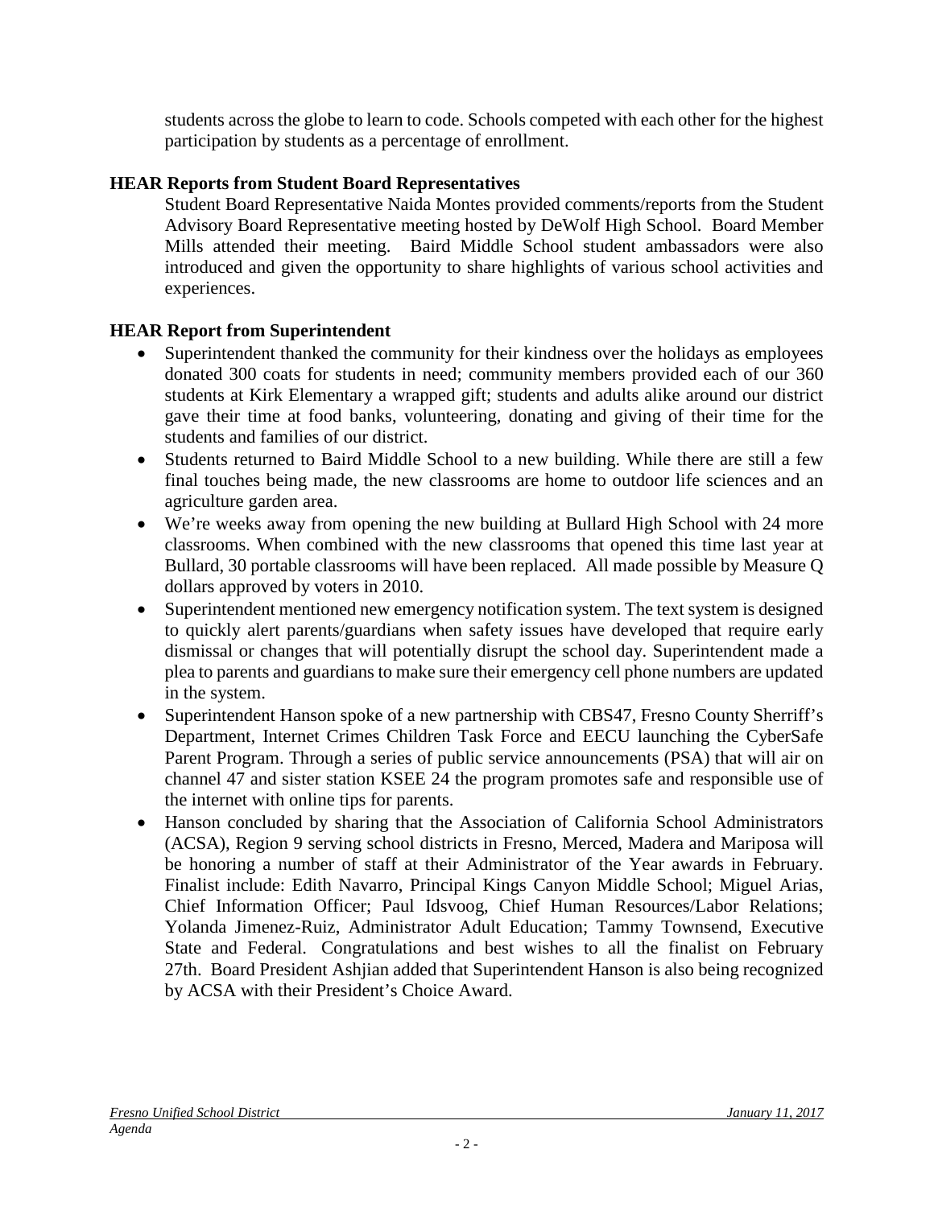students across the globe to learn to code. Schools competed with each other for the highest participation by students as a percentage of enrollment.

**HEAR Reports from Student Board Representatives**

Student Board Representative Naida Montes provided comments/reports from the Student Advisory Board Representative meeting hosted by DeWolf High School. Board Member Mills attended their meeting. Baird Middle School student ambassadors were also introduced and given the opportunity to share highlights of various school activities and experiences.

**HEAR Report from Superintendent**

- Superintendent thanked the community for their kindness over the holidays as employees donated 300 coats for students in need; community members provided each of our 360 students at Kirk Elementary a wrapped gift; students and adults alike around our district gave their time at food banks, volunteering, donating and giving of their time for the students and families of our district.
- Students returned to Baird Middle School to a new building. While there are still a few final touches being made, the new classrooms are home to outdoor life sciences and an agriculture garden area.
- We're weeks away from opening the new building at Bullard High School with 24 more classrooms. When combined with the new classrooms that opened this time last year at Bullard, 30 portable classrooms will have been replaced. All made possible by Measure Q dollars approved by voters in 2010.
- Superintendent mentioned new emergency notification system. The text system is designed to quickly alert parents/guardians when safety issues have developed that require early dismissal or changes that will potentially disrupt the school day. Superintendent made a plea to parents and guardians to make sure their emergency cell phone numbers are updated in the system.
- Superintendent Hanson spoke of a new partnership with CBS47, Fresno County Sherriff's Department, Internet Crimes Children Task Force and EECU launching the CyberSafe Parent Program. Through a series of public service announcements (PSA) that will air on channel 47 and sister station KSEE 24 the program promotes safe and responsible use of the internet with online tips for parents.
- Hanson concluded by sharing that the Association of California School Administrators (ACSA), Region 9 serving school districts in Fresno, Merced, Madera and Mariposa will be honoring a number of staff at their Administrator of the Year awards in February. Finalist include: Edith Navarro, Principal Kings Canyon Middle School; Miguel Arias, Chief Information Officer; Paul Idsvoog, Chief Human Resources/Labor Relations; Yolanda Jimenez-Ruiz, Administrator Adult Education; Tammy Townsend, Executive State and Federal. Congratulations and best wishes to all the finalist on February 27th. Board President Ashjian added that Superintendent Hanson is also being recognized by ACSA with their President's Choice Award.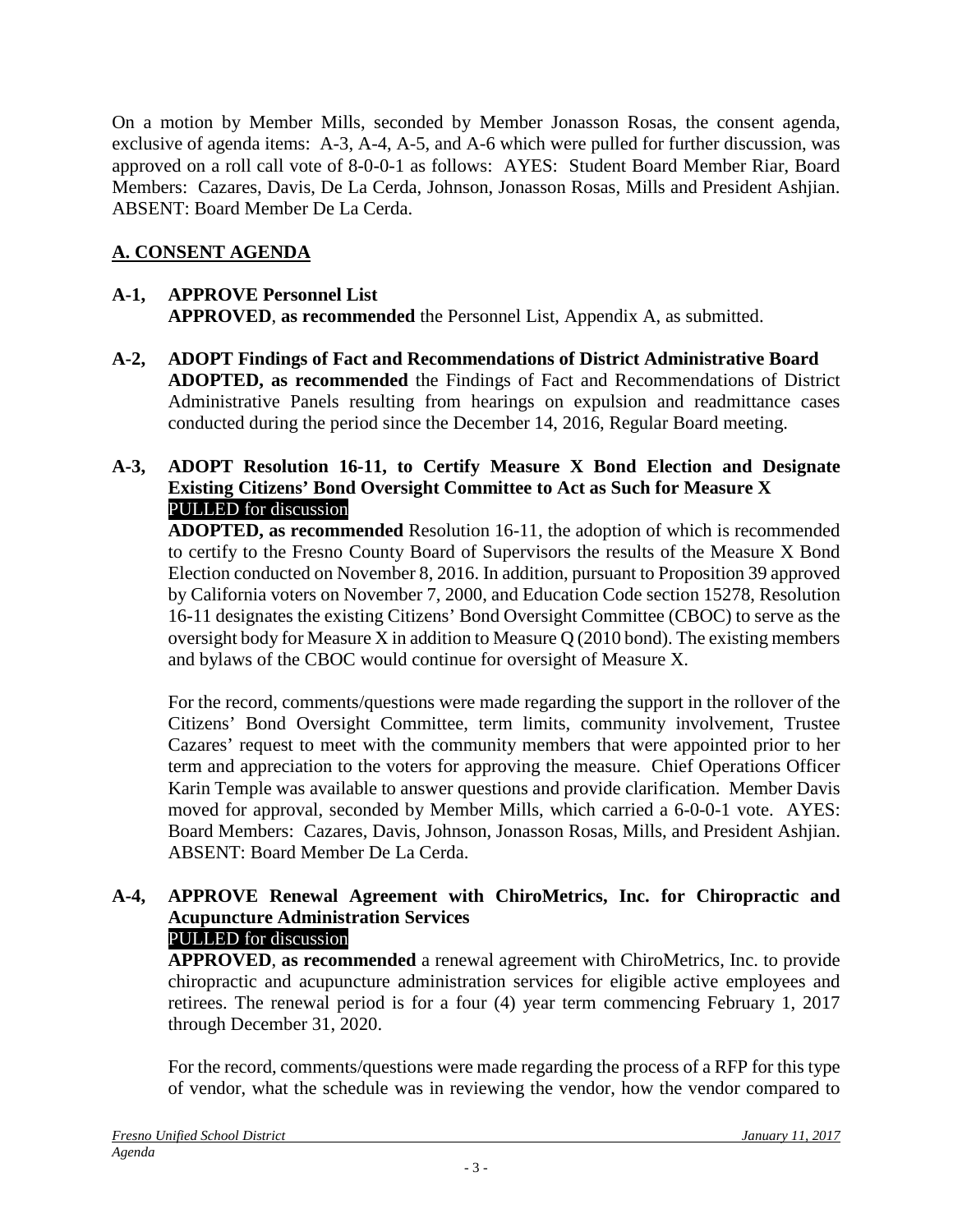On a motion by Member Mills, seconded by Member Jonasson Rosas, the consent agenda, exclusive of agenda items: A-3, A-4, A-5, and A-6 which were pulled for further discussion, was approved on a roll call vote of 8-0-0-1 as follows: AYES: Student Board Member Riar, Board Members: Cazares, Davis, De La Cerda, Johnson, Jonasson Rosas, Mills and President Ashjian. ABSENT: Board Member De La Cerda.

## A. CONSENT AGENDA

**A-1, APPROVE Personnel List**
**APPROVED**, **as recommended** the Personnel List, Appendix A, as submitted.

**A-2, ADOPT Findings of Fact and Recommendations of District Administrative Board**
**ADOPTED, as recommended** the Findings of Fact and Recommendations of District Administrative Panels resulting from hearings on expulsion and readmittance cases conducted during the period since the December 14, 2016, Regular Board meeting.

**A-3, ADOPT Resolution 16-11, to Certify Measure X Bond Election and Designate Existing Citizens' Bond Oversight Committee to Act as Such for Measure X**
PULLED for discussion
**ADOPTED, as recommended** Resolution 16-11, the adoption of which is recommended to certify to the Fresno County Board of Supervisors the results of the Measure X Bond Election conducted on November 8, 2016. In addition, pursuant to Proposition 39 approved by California voters on November 7, 2000, and Education Code section 15278, Resolution 16-11 designates the existing Citizens' Bond Oversight Committee (CBOC) to serve as the oversight body for Measure X in addition to Measure Q (2010 bond). The existing members and bylaws of the CBOC would continue for oversight of Measure X.

For the record, comments/questions were made regarding the support in the rollover of the Citizens' Bond Oversight Committee, term limits, community involvement, Trustee Cazares' request to meet with the community members that were appointed prior to her term and appreciation to the voters for approving the measure. Chief Operations Officer Karin Temple was available to answer questions and provide clarification. Member Davis moved for approval, seconded by Member Mills, which carried a 6-0-0-1 vote. AYES: Board Members: Cazares, Davis, Johnson, Jonasson Rosas, Mills, and President Ashjian. ABSENT: Board Member De La Cerda.

**A-4, APPROVE Renewal Agreement with ChiroMetrics, Inc. for Chiropractic and Acupuncture Administration Services**
PULLED for discussion
**APPROVED**, **as recommended** a renewal agreement with ChiroMetrics, Inc. to provide chiropractic and acupuncture administration services for eligible active employees and retirees. The renewal period is for a four (4) year term commencing February 1, 2017 through December 31, 2020.

For the record, comments/questions were made regarding the process of a RFP for this type of vendor, what the schedule was in reviewing the vendor, how the vendor compared to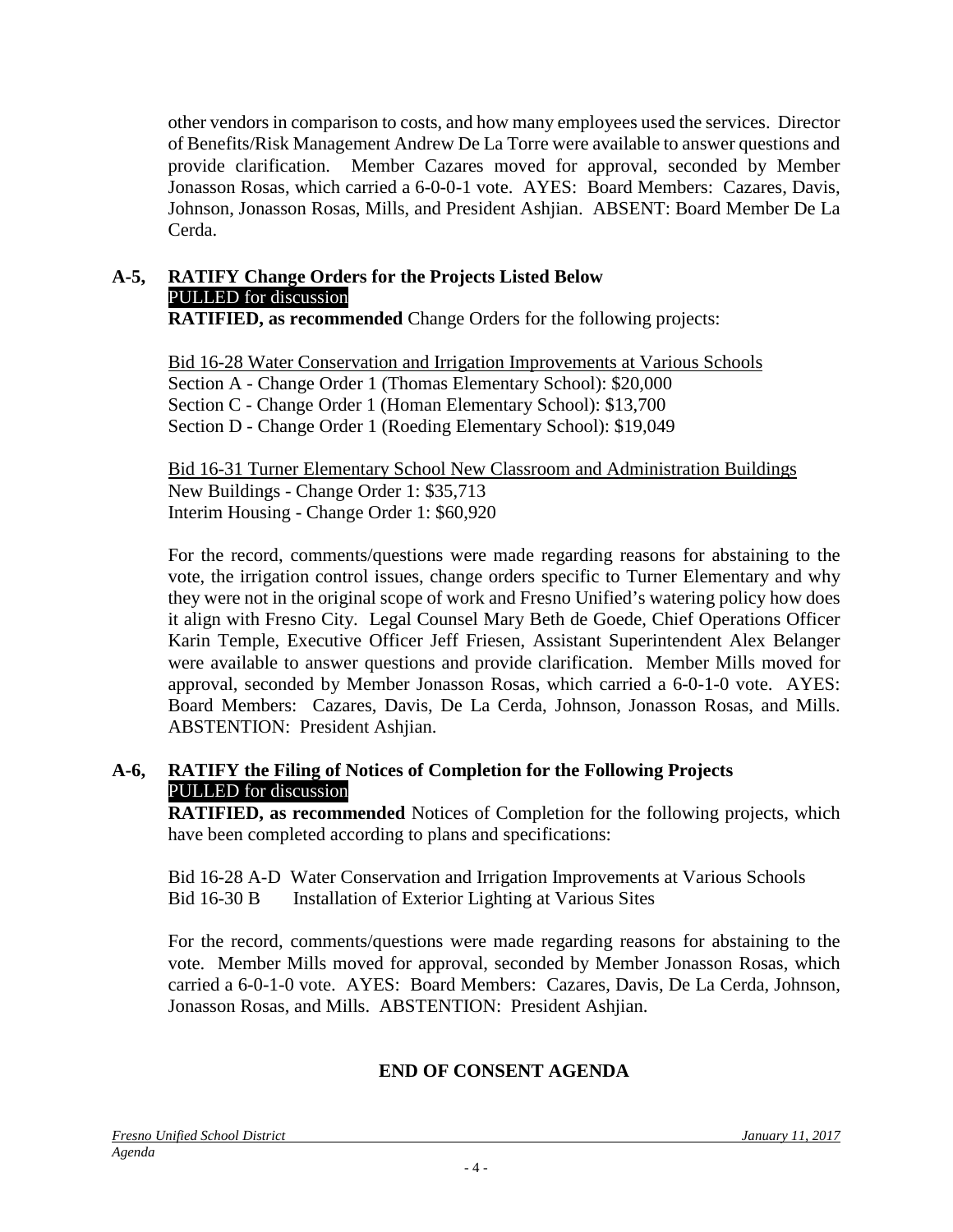other vendors in comparison to costs, and how many employees used the services. Director of Benefits/Risk Management Andrew De La Torre were available to answer questions and provide clarification. Member Cazares moved for approval, seconded by Member Jonasson Rosas, which carried a 6-0-0-1 vote. AYES: Board Members: Cazares, Davis, Johnson, Jonasson Rosas, Mills, and President Ashjian. ABSENT: Board Member De La Cerda.

**A-5, RATIFY Change Orders for the Projects Listed Below**
PULLED for discussion
**RATIFIED, as recommended** Change Orders for the following projects:

Bid 16-28 Water Conservation and Irrigation Improvements at Various Schools
Section A - Change Order 1 (Thomas Elementary School): $20,000
Section C - Change Order 1 (Homan Elementary School): $13,700
Section D - Change Order 1 (Roeding Elementary School): $19,049

Bid 16-31 Turner Elementary School New Classroom and Administration Buildings
New Buildings - Change Order 1: $35,713
Interim Housing - Change Order 1: $60,920

For the record, comments/questions were made regarding reasons for abstaining to the vote, the irrigation control issues, change orders specific to Turner Elementary and why they were not in the original scope of work and Fresno Unified's watering policy how does it align with Fresno City. Legal Counsel Mary Beth de Goede, Chief Operations Officer Karin Temple, Executive Officer Jeff Friesen, Assistant Superintendent Alex Belanger were available to answer questions and provide clarification. Member Mills moved for approval, seconded by Member Jonasson Rosas, which carried a 6-0-1-0 vote. AYES: Board Members: Cazares, Davis, De La Cerda, Johnson, Jonasson Rosas, and Mills. ABSTENTION: President Ashjian.

**A-6, RATIFY the Filing of Notices of Completion for the Following Projects**
PULLED for discussion
**RATIFIED, as recommended** Notices of Completion for the following projects, which have been completed according to plans and specifications:

Bid 16-28 A-D Water Conservation and Irrigation Improvements at Various Schools
Bid 16-30 B Installation of Exterior Lighting at Various Sites

For the record, comments/questions were made regarding reasons for abstaining to the vote. Member Mills moved for approval, seconded by Member Jonasson Rosas, which carried a 6-0-1-0 vote. AYES: Board Members: Cazares, Davis, De La Cerda, Johnson, Jonasson Rosas, and Mills. ABSTENTION: President Ashjian.

**END OF CONSENT AGENDA**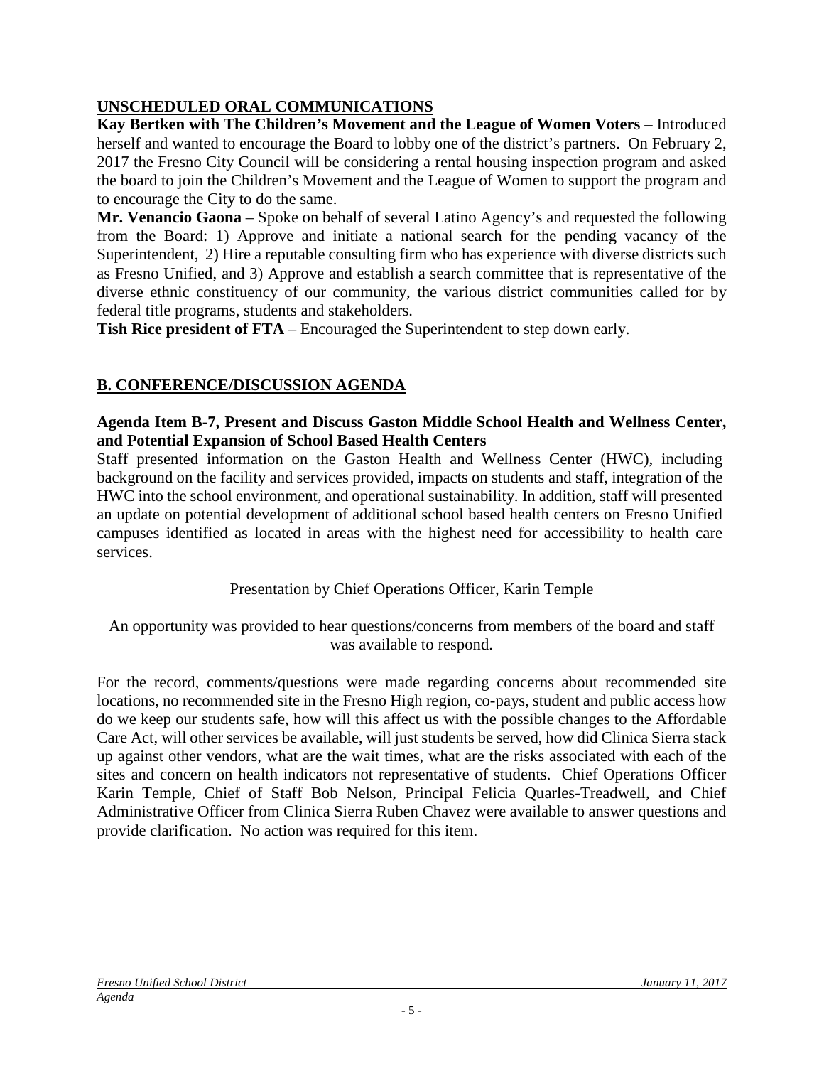## UNSCHEDULED ORAL COMMUNICATIONS

**Kay Bertken with The Children's Movement and the League of Women Voters** – Introduced herself and wanted to encourage the Board to lobby one of the district's partners. On February 2, 2017 the Fresno City Council will be considering a rental housing inspection program and asked the board to join the Children's Movement and the League of Women to support the program and to encourage the City to do the same.

**Mr. Venancio Gaona** – Spoke on behalf of several Latino Agency's and requested the following from the Board: 1) Approve and initiate a national search for the pending vacancy of the Superintendent, 2) Hire a reputable consulting firm who has experience with diverse districts such as Fresno Unified, and 3) Approve and establish a search committee that is representative of the diverse ethnic constituency of our community, the various district communities called for by federal title programs, students and stakeholders.

**Tish Rice president of FTA** – Encouraged the Superintendent to step down early.

## B. CONFERENCE/DISCUSSION AGENDA

### Agenda Item B-7, Present and Discuss Gaston Middle School Health and Wellness Center, and Potential Expansion of School Based Health Centers

Staff presented information on the Gaston Health and Wellness Center (HWC), including background on the facility and services provided, impacts on students and staff, integration of the HWC into the school environment, and operational sustainability. In addition, staff will presented an update on potential development of additional school based health centers on Fresno Unified campuses identified as located in areas with the highest need for accessibility to health care services.

Presentation by Chief Operations Officer, Karin Temple

An opportunity was provided to hear questions/concerns from members of the board and staff was available to respond.

For the record, comments/questions were made regarding concerns about recommended site locations, no recommended site in the Fresno High region, co-pays, student and public access how do we keep our students safe, how will this affect us with the possible changes to the Affordable Care Act, will other services be available, will just students be served, how did Clinica Sierra stack up against other vendors, what are the wait times, what are the risks associated with each of the sites and concern on health indicators not representative of students. Chief Operations Officer Karin Temple, Chief of Staff Bob Nelson, Principal Felicia Quarles-Treadwell, and Chief Administrative Officer from Clinica Sierra Ruben Chavez were available to answer questions and provide clarification. No action was required for this item.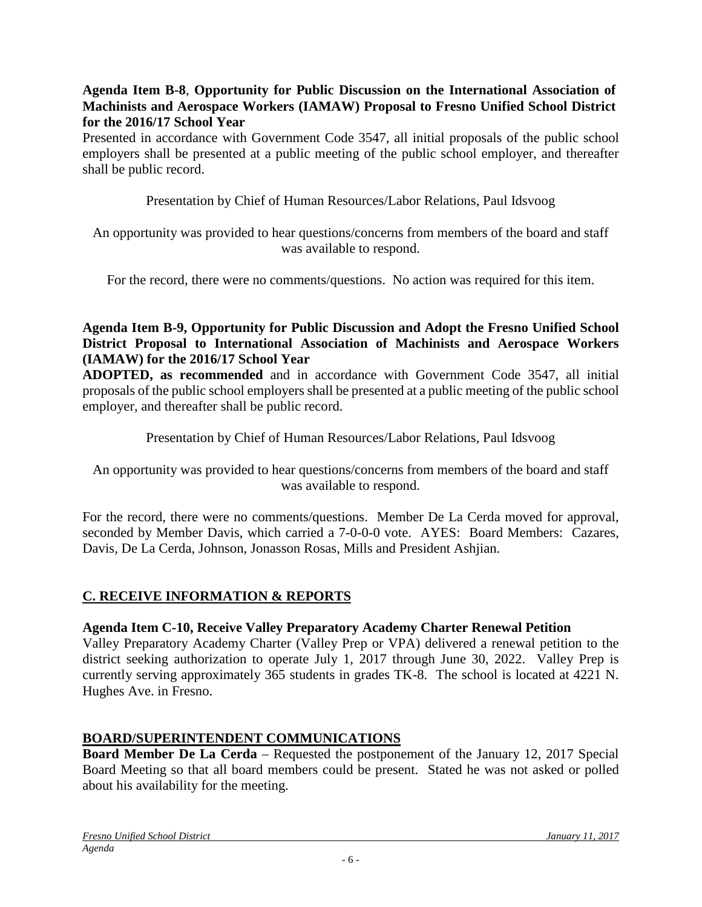**Agenda Item B-8**, **Opportunity for Public Discussion on the International Association of Machinists and Aerospace Workers (IAMAW) Proposal to Fresno Unified School District for the 2016/17 School Year**

Presented in accordance with Government Code 3547, all initial proposals of the public school employers shall be presented at a public meeting of the public school employer, and thereafter shall be public record.

Presentation by Chief of Human Resources/Labor Relations, Paul Idsvoog

An opportunity was provided to hear questions/concerns from members of the board and staff was available to respond.

For the record, there were no comments/questions. No action was required for this item.

**Agenda Item B-9, Opportunity for Public Discussion and Adopt the Fresno Unified School District Proposal to International Association of Machinists and Aerospace Workers (IAMAW) for the 2016/17 School Year**

**ADOPTED, as recommended** and in accordance with Government Code 3547, all initial proposals of the public school employers shall be presented at a public meeting of the public school employer, and thereafter shall be public record.

Presentation by Chief of Human Resources/Labor Relations, Paul Idsvoog

An opportunity was provided to hear questions/concerns from members of the board and staff was available to respond.

For the record, there were no comments/questions. Member De La Cerda moved for approval, seconded by Member Davis, which carried a 7-0-0-0 vote. AYES: Board Members: Cazares, Davis, De La Cerda, Johnson, Jonasson Rosas, Mills and President Ashjian.

## C. RECEIVE INFORMATION & REPORTS

**Agenda Item C-10, Receive Valley Preparatory Academy Charter Renewal Petition**

Valley Preparatory Academy Charter (Valley Prep or VPA) delivered a renewal petition to the district seeking authorization to operate July 1, 2017 through June 30, 2022. Valley Prep is currently serving approximately 365 students in grades TK-8. The school is located at 4221 N. Hughes Ave. in Fresno.

## BOARD/SUPERINTENDENT COMMUNICATIONS

**Board Member De La Cerda** – Requested the postponement of the January 12, 2017 Special Board Meeting so that all board members could be present. Stated he was not asked or polled about his availability for the meeting.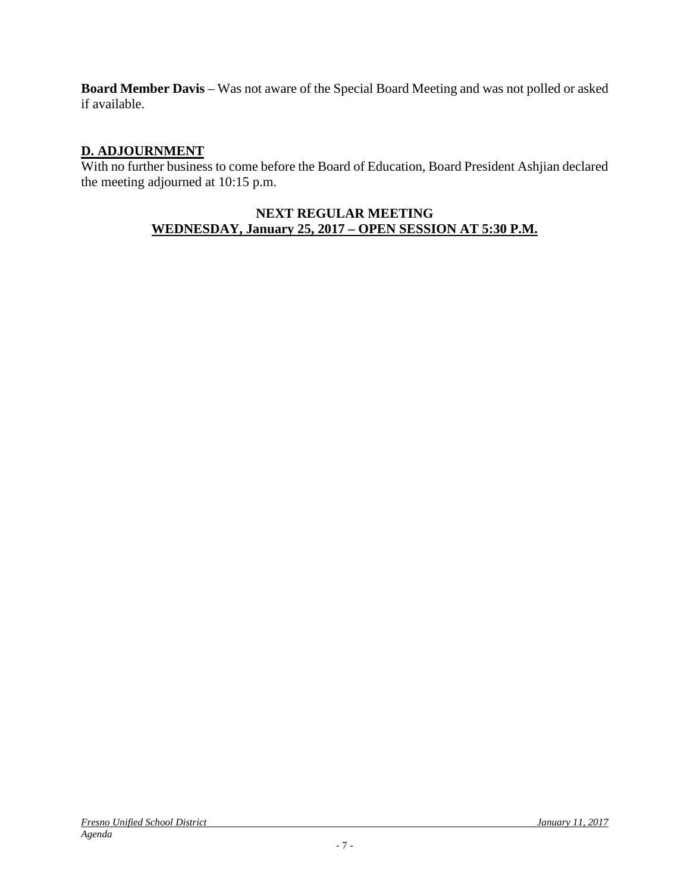**Board Member Davis** – Was not aware of the Special Board Meeting and was not polled or asked if available.

## D. ADJOURNMENT

With no further business to come before the Board of Education, Board President Ashjian declared the meeting adjourned at 10:15 p.m.

**NEXT REGULAR MEETING**
**WEDNESDAY, January 25, 2017 – OPEN SESSION AT 5:30 P.M.**